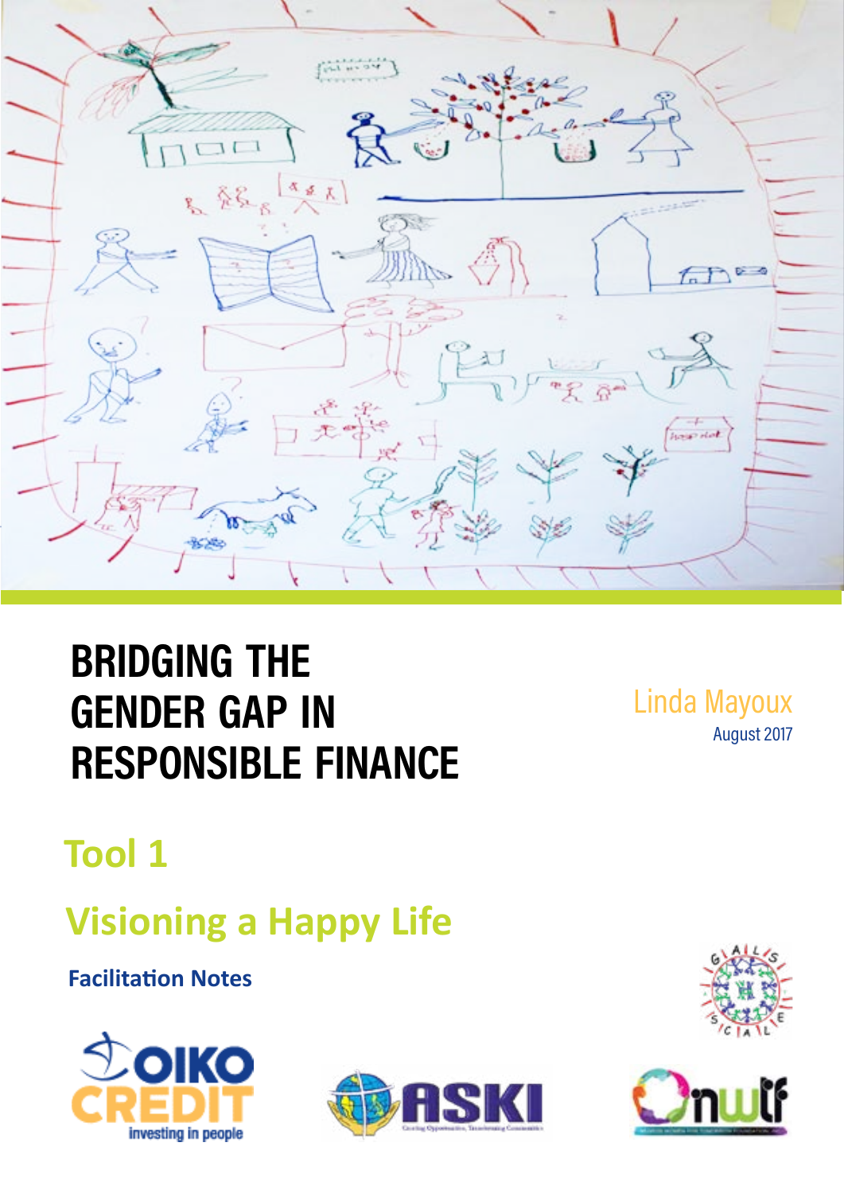# BRIDGING THE GENDER GAP IN RESPONSIBLE FINANCE

Linda Mayoux

August 2017

## Tool 1

## Visioning a Happy Life

**Facilitation Notes**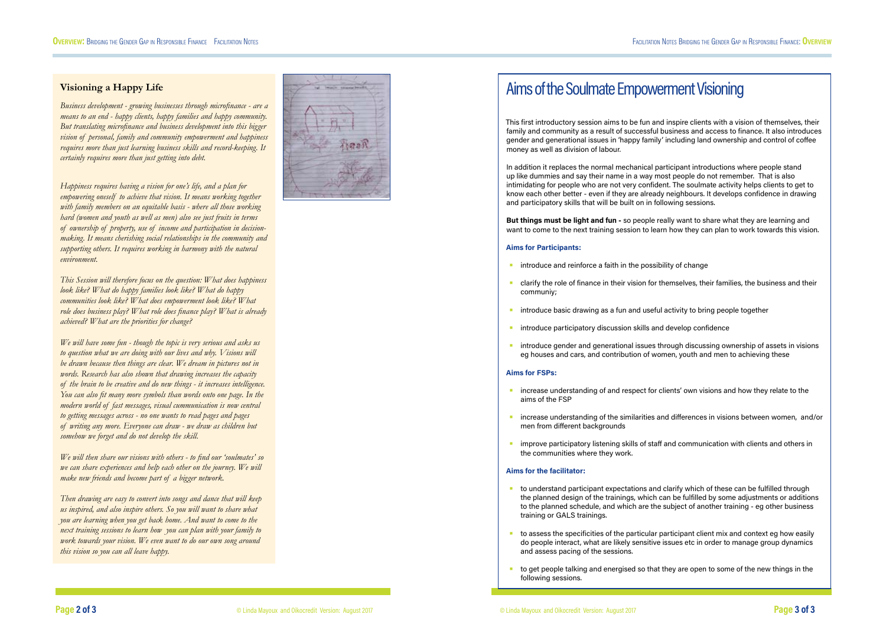## Visioning a Happy Life

*Business development - growing businesses through microfinance - are a means to an end - happy clients, happy families and happy community. But translating microfinance and business development into this bigger vision of personal, family and community empowerment and happiness requires more than just learning business skills and record-keeping. It certainly requires more than just getting into debt.*

*Happiness requires having a vision for one's life, and a plan for empowering oneself to achieve that vision. It means working together with family members on an equitable basis - where all those working hard (women and youth as well as men) also see just fruits in terms of ownership of property, use of income and participation in decision-making. It means cherishing social relationships in the community and supporting others. It requires working in harmony with the natural environment.*

*This Session will therefore focus on the question: What does happiness look like? What do happy families look like? What do happy communities look like? What does empowerment look like? What role does business play? What role does finance play? What is already achieved? What are the priorities for change?*

*We will have some fun - though the topic is very serious and asks us to question what we are doing with our lives and why. Visions will be drawn because then things are clear. We dream in pictures not in words. Research has also shown that drawing increases the capacity of the brain to be creative and do new things - it increases intelligence. You can also fit many more symbols than words onto one page. In the modern world of fast messages, visual cummunication is now central to getting messages across - no one wants to read pages and pages of writing any more. Everyone can draw - we draw as children but somehow we forget and do not develop the skill.*

*We will then share our visions with others - to find our 'soulmates' so we can share experiences and help each other on the journey. We will make new friends and become part of a bigger network.*

*Then drawing are easy to convert into songs and dance that will keep us inspired, and also inspire others. So you will want to share what you are learning when you get back home. And want to come to the next training sessions to learn how you can plan with your family to work towards your vision. We even want to do our own song around this vision so you can all leave happy.*

# Aims of the Soulmate Empowerment Visioning

This first introductory session aims to be fun and inspire clients with a vision of themselves, their family and community as a result of successful business and access to finance. It also introduces gender and generational issues in 'happy family' including land ownership and control of coffee money as well as division of labour.

In addition it replaces the normal mechanical participant introductions where people stand up like dummies and say their name in a way most people do not remember. That is also intimidating for people who are not very confident. The soulmate activity helps clients to get to know each other better - even if they are already neighbours. It develops confidence in drawing and participatory skills that will be built on in following sessions.

**But things must be light and fun -** so people really want to share what they are learning and want to come to the next training session to learn how they can plan to work towards this vision.

### Aims for Participants:

- introduce and reinforce a faith in the possibility of change
- clarify the role of finance in their vision for themselves, their families, the business and their communiy;
- introduce basic drawing as a fun and useful activity to bring people together
- introduce participatory discussion skills and develop confidence
- introduce gender and generational issues through discussing ownership of assets in visions eg houses and cars, and contribution of women, youth and men to achieving these

### Aims for FSPs:

- increase understanding of and respect for clients' own visions and how they relate to the aims of the FSP
- increase understanding of the similarities and differences in visions between women, and/or men from different backgrounds
- improve participatory listening skills of staff and communication with clients and others in the communities where they work.

### Aims for the facilitator:

- to understand participant expectations and clarify which of these can be fulfilled through the planned design of the trainings, which can be fulfilled by some adjustments or additions to the planned schedule, and which are the subject of another training - eg other business training or GALS trainings.
- to assess the specificities of the particular participant client mix and context eg how easily do people interact, what are likely sensitive issues etc in order to manage group dynamics and assess pacing of the sessions.
- to get people talking and energised so that they are open to some of the new things in the following sessions.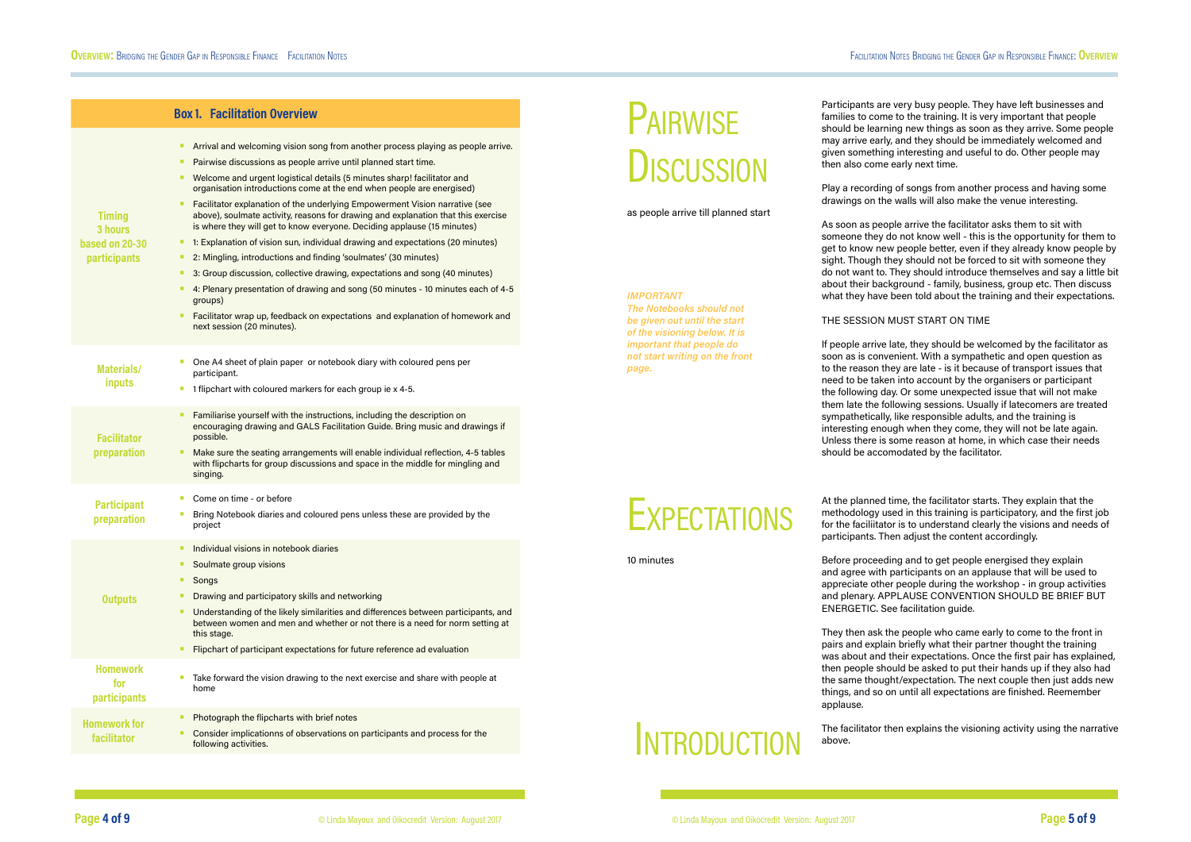## Box 1. Facilitation Overview

| | |
|---|---|
| **Timing 3 hours based on 20-30 participants** | • Arrival and welcoming vision song from another process playing as people arrive.<br>• Pairwise discussions as people arrive until planned start time.<br>• Welcome and urgent logistical details (5 minutes sharp! facilitator and organisation introductions come at the end when people are energised)<br>• Facilitator explanation of the underlying Empowerment Vision narrative (see above), soulmate activity, reasons for drawing and explanation that this exercise is where they will get to know everyone. Deciding applause (15 minutes)<br>• 1: Explanation of vision sun, individual drawing and expectations (20 minutes)<br>• 2: Mingling, introductions and finding 'soulmates' (30 minutes)<br>• 3: Group discussion, collective drawing, expectations and song (40 minutes)<br>• 4: Plenary presentation of drawing and song (50 minutes - 10 minutes each of 4-5 groups)<br>• Facilitator wrap up, feedback on expectations and explanation of homework and next session (20 minutes). |
| **Materials/ inputs** | • One A4 sheet of plain paper or notebook diary with coloured pens per participant.<br>• 1 flipchart with coloured markers for each group ie x 4-5. |
| **Facilitator preparation** | • Familiarise yourself with the instructions, including the description on encouraging drawing and GALS Facilitation Guide. Bring music and drawings if possible.<br>• Make sure the seating arrangements will enable individual reflection, 4-5 tables with flipcharts for group discussions and space in the middle for mingling and singing. |
| **Participant preparation** | • Come on time - or before<br>• Bring Notebook diaries and coloured pens unless these are provided by the project |
| **Outputs** | • Individual visions in notebook diaries<br>• Soulmate group visions<br>• Songs<br>• Drawing and participatory skills and networking<br>• Understanding of the likely similarities and differences between participants, and between women and men and whether or not there is a need for norm setting at this stage.<br>• Flipchart of participant expectations for future reference ad evaluation |
| **Homework for participants** | • Take forward the vision drawing to the next exercise and share with people at home |
| **Homework for facilitator** | • Photograph the flipcharts with brief notes<br>• Consider implicationns of observations on participants and process for the following activities. |

# Pairwise Discussion

as people arrive till planned start

*IMPORTANT*
*The Notebooks should not be given out until the start of the visioning below. It is important that people do not start writing on the front page.*

Participants are very busy people. They have left businesses and families to come to the training. It is very important that people should be learning new things as soon as they arrive. Some people may arrive early, and they should be immediately welcomed and given something interesting and useful to do. Other people may then also come early next time.

Play a recording of songs from another process and having some drawings on the walls will also make the venue interesting.

As soon as people arrive the facilitator asks them to sit with someone they do not know well - this is the opportunity for them to get to know new people better, even if they already know people by sight. Though they should not be forced to sit with someone they do not want to. They should introduce themselves and say a little bit about their background - family, business, group etc. Then discuss what they have been told about the training and their expectations.

THE SESSION MUST START ON TIME

If people arrive late, they should be welcomed by the facilitator as soon as is convenient. With a sympathetic and open question as to the reason they are late - is it because of transport issues that need to be taken into account by the organisers or participant the following day. Or some unexpected issue that will not make them late the following sessions. Usually if latecomers are treated sympathetically, like responsible adults, and the training is interesting enough when they come, they will not be late again. Unless there is some reason at home, in which case their needs should be accomodated by the facilitator.

# Expectations

10 minutes

At the planned time, the facilitator starts. They explain that the methodology used in this training is participatory, and the first job for the faciliitator is to understand clearly the visions and needs of participants. Then adjust the content accordingly.

Before proceeding and to get people energised they explain and agree with participants on an applause that will be used to appreciate other people during the workshop - in group activities and plenary. APPLAUSE CONVENTION SHOULD BE BRIEF BUT ENERGETIC. See facilitation guide.

They then ask the people who came early to come to the front in pairs and explain briefly what their partner thought the training was about and their expectations. Once the first pair has explained, then people should be asked to put their hands up if they also had the same thought/expectation. The next couple then just adds new things, and so on until all expectations are finished. Reemember applause.

# Introduction

The facilitator then explains the visioning activity using the narrative above.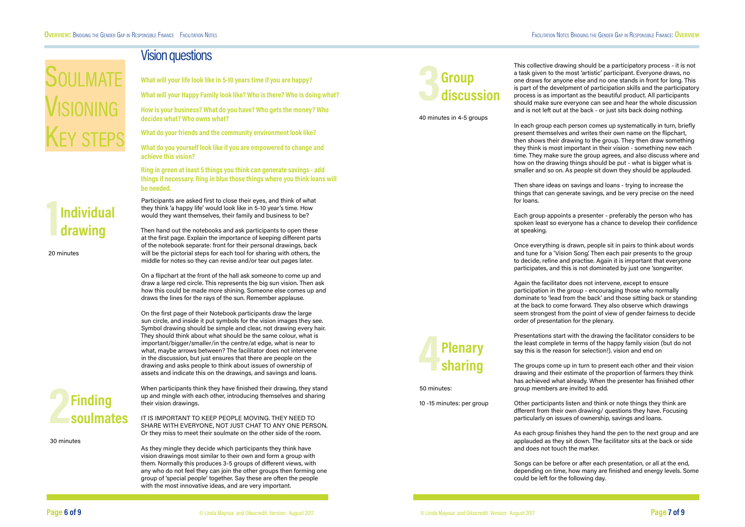# Soulmate Visioning Key steps

## Vision questions

**What will your life look like in 5-10 years time if you are happy?**

**What will your Happy Family look like? Who is there? Who is doing what?**

**How is your business? What do you have? Who gets the money? Who decides what? Who owns what?**

**What do your friends and the community environment look like?**

**What do you yourself look like if you are empowered to change and achieve this vision?**

**Ring in green at least 5 things you think can generate savings - add things if necessary. Ring in blue those things where you think loans will be needed.**

## 1 Individual drawing

20 minutes

Participants are asked first to close their eyes, and think of what they think 'a happy life' would look like in 5-10 year's time. How would they want themselves, their family and business to be?

Then hand out the notebooks and ask participants to open these at the first page. Explain the importance of keeping different parts of the notebook separate: front for their personal drawings, back will be the pictorial steps for each tool for sharing with others, the middle for notes so they can revise and/or tear out pages later.

On a flipchart at the front of the hall ask someone to come up and draw a large red circle. This represents the big sun vision. Then ask how this could be made more shining. Someone else comes up and draws the lines for the rays of the sun. Remember applause.

On the first page of their Notebook participants draw the large sun circle, and inside it put symbols for the vision images they see. Symbol drawing should be simple and clear, not drawing every hair. They should think about what should be the same colour, what is important/bigger/smaller/in the centre/at edge, what is near to what, maybe arrows between? The facilitator does not intervene in the discussion, but just ensures that there are people on the drawing and asks people to think about issues of ownership of assets and indicate this on the drawings, and savings and loans.

## 2 Finding soulmates

30 minutes

When participants think they have finished their drawing, they stand up and mingle with each other, introducing themselves and sharing their vision drawings.

IT IS IMPORTANT TO KEEP PEOPLE MOVING. THEY NEED TO SHARE WITH EVERYONE, NOT JUST CHAT TO ANY ONE PERSON. Or they miss to meet their soulmate on the other side of the room.

As they mingle they decide which participants they think have vision drawings most similar to their own and form a group with them. Normally this produces 3-5 groups of different views, with any who do not feel they can join the other groups then forming one group of 'special people' together. Say these are often the people with the most innovative ideas, and are very important.

## 3 Group discussion

40 minutes in 4-5 groups

This collective drawing should be a participatory process - it is not a task given to the most 'artistic' participant. Everyone draws, no one draws for anyone else and no one stands in front for long. This is part of the develpment of participation skills and the participatory process is as important as the beautiful product. All participants should make sure everyone can see and hear the whole discussion and is not left out at the back - or just sits back doing nothing.

In each group each person comes up systematically in turn, briefly present themselves and writes their own name on the flipchart, then shows their drawing to the group. They then draw something they think is most important in their vision - something new each time. They make sure the group agrees, and also discuss where and how on the drawing things should be put - what is bigger what is smaller and so on. As people sit down they should be applauded.

Then share ideas on savings and loans - trying to increase the things that can generate savings, and be very precise on the need for loans.

Each group appoints a presenter - preferably the person who has spoken least so everyone has a chance to develop their confidence at speaking.

Once everything is drawn, people sit in pairs to think about words and tune for a 'Vision Song'. Then each pair presents to the group to decide, refine and practise. Again it is important that everyone participates, and this is not dominated by just one 'songwriter.

Again the facilitator does not intervene, except to ensure participation in the group - encouraging those who normally dominate to 'lead from the back' and those sitting back or standing at the back to come forward. They also observe which drawings seem strongest from the point of view of gender fairness to decide order of presentation for the plenary.

## 4 Plenary sharing

50 minutes:

10 -15 minutes: per group

Presentations start with the drawing the facilitator considers to be the least complete in terms of the happy family vision (but do not say this is the reason for selection!). vision and end on

The groups come up in turn to present each other and their vision drawing and their estimate of the proportion of farmers they think has achieved what already. When the presenter has finished other group members are invited to add.

Other participants listen and think or note things they think are dfferent from their own drawing/ questions they have. Focusing particularly on issues of ownership, savings and loans.

As each group finishes they hand the pen to the next group and are applauded as they sit down. The facilitator sits at the back or side and does not touch the marker.

Songs can be before or after each presentation, or all at the end, depending on time, how many are finished and energy levels. Some could be left for the following day.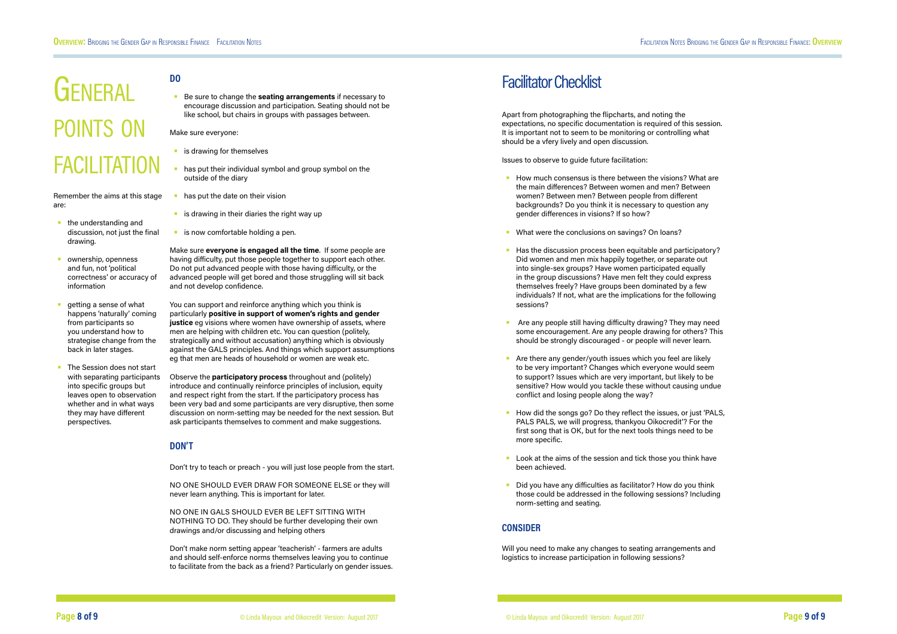# General points on facilitation

Remember the aims at this stage are:

- the understanding and discussion, not just the final drawing.
- ownership, openness and fun, not 'political correctness' or accuracy of information
- getting a sense of what happens 'naturally' coming from participants so you understand how to strategise change from the back in later stages.
- The Session does not start with separating participants into specific groups but leaves open to observation whether and in what ways they may have different perspectives.

### DO

- Be sure to change the **seating arrangements** if necessary to encourage discussion and participation. Seating should not be like school, but chairs in groups with passages between.

Make sure everyone:

- is drawing for themselves
- has put their individual symbol and group symbol on the outside of the diary
- has put the date on their vision
- is drawing in their diaries the right way up
- is now comfortable holding a pen.

Make sure **everyone is engaged all the time**. If some people are having difficulty, put those people together to support each other. Do not put advanced people with those having difficulty, or the advanced people will get bored and those struggling will sit back and not develop confidence.

You can support and reinforce anything which you think is particularly **positive in support of women's rights and gender justice** eg visions where women have ownership of assets, where men are helping with children etc. You can question (politely, strategically and without accusation) anything which is obviously against the GALS principles. And things which support assumptions eg that men are heads of household or women are weak etc.

Observe the **participatory process** throughout and (politely) introduce and continually reinforce principles of inclusion, equity and respect right from the start. If the participatory process has been very bad and some participants are very disruptive, then some discussion on norm-setting may be needed for the next session. But ask participants themselves to comment and make suggestions.

### DON'T

Don't try to teach or preach - you will just lose people from the start.

NO ONE SHOULD EVER DRAW FOR SOMEONE ELSE or they will never learn anything. This is important for later.

NO ONE IN GALS SHOULD EVER BE LEFT SITTING WITH NOTHING TO DO. They should be further developing their own drawings and/or discussing and helping others

Don't make norm setting appear 'teacherish' - farmers are adults and should self-enforce norms themselves leaving you to continue to facilitate from the back as a friend? Particularly on gender issues.

# Facilitator Checklist

Apart from photographing the flipcharts, and noting the expectations, no specific documentation is required of this session. It is important not to seem to be monitoring or controlling what should be a vfery lively and open discussion.

Issues to observe to guide future facilitation:

- How much consensus is there between the visions? What are the main differences? Between women and men? Between women? Between men? Between people from different backgrounds? Do you think it is necessary to question any gender differences in visions? If so how?
- What were the conclusions on savings? On loans?
- Has the discussion process been equitable and participatory? Did women and men mix happily together, or separate out into single-sex groups? Have women participated equally in the group discussions? Have men felt they could express themselves freely? Have groups been dominated by a few individuals? If not, what are the implications for the following sessions?
- Are any people still having difficulty drawing? They may need some encouragement. Are any people drawing for others? This should be strongly discouraged - or people will never learn.
- Are there any gender/youth issues which you feel are likely to be very important? Changes which everyone would seem to support? Issues which are very important, but likely to be sensitive? How would you tackle these without causing undue conflict and losing people along the way?
- How did the songs go? Do they reflect the issues, or just 'PALS, PALS PALS, we will progress, thankyou Oikocredit'? For the first song that is OK, but for the next tools things need to be more specific.
- Look at the aims of the session and tick those you think have been achieved.
- Did you have any difficulties as facilitator? How do you think those could be addressed in the following sessions? Including norm-setting and seating.

### CONSIDER

Will you need to make any changes to seating arrangements and logistics to increase participation in following sessions?